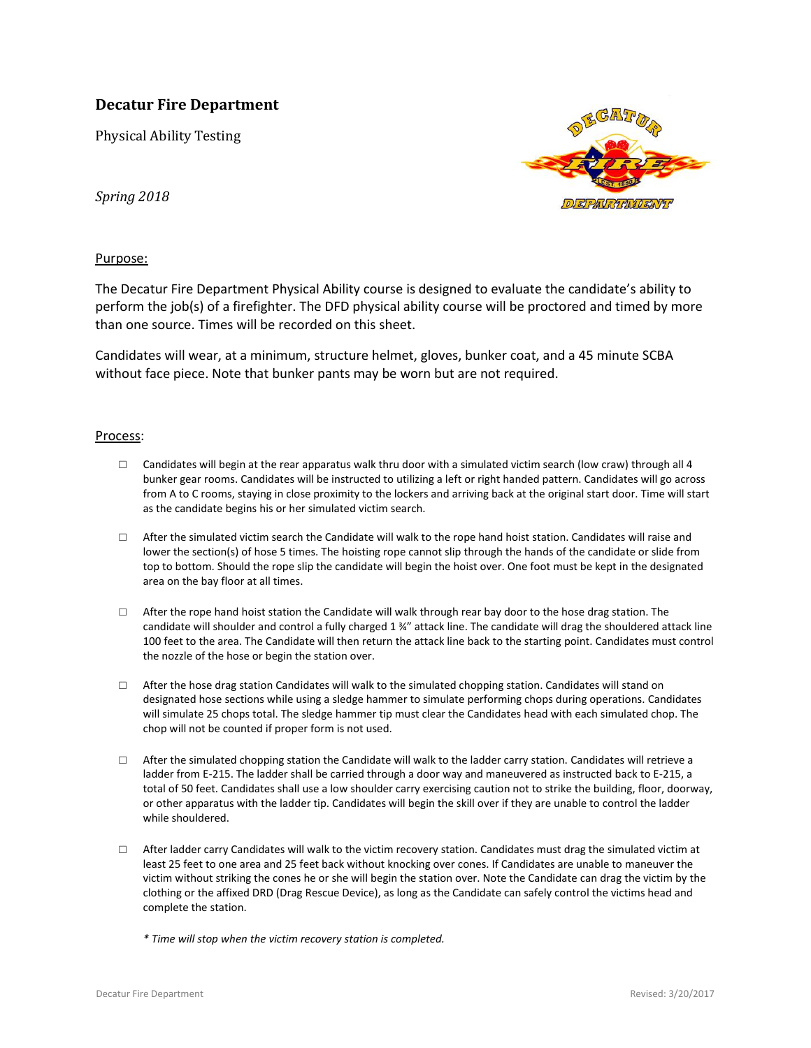# Decatur Fire Department

Physical Ability Testing

*Spring 2018*

## Purpose:

The Decatur Fire Department Physical Ability course is designed to evaluate the candidate's ability to perform the job(s) of a firefighter. The DFD physical ability course will be proctored and timed by more than one source. Times will be recorded on this sheet.

Candidates will wear, at a minimum, structure helmet, gloves, bunker coat, and a 45 minute SCBA without face piece. Note that bunker pants may be worn but are not required.

## Process:

- ☐ Candidates will begin at the rear apparatus walk thru door with a simulated victim search (low craw) through all 4 bunker gear rooms. Candidates will be instructed to utilizing a left or right handed pattern. Candidates will go across from A to C rooms, staying in close proximity to the lockers and arriving back at the original start door. Time will start as the candidate begins his or her simulated victim search.

- ☐ After the simulated victim search the Candidate will walk to the rope hand hoist station. Candidates will raise and lower the section(s) of hose 5 times. The hoisting rope cannot slip through the hands of the candidate or slide from top to bottom. Should the rope slip the candidate will begin the hoist over. One foot must be kept in the designated area on the bay floor at all times.

- ☐ After the rope hand hoist station the Candidate will walk through rear bay door to the hose drag station. The candidate will shoulder and control a fully charged 1 ¾" attack line. The candidate will drag the shouldered attack line 100 feet to the area. The Candidate will then return the attack line back to the starting point. Candidates must control the nozzle of the hose or begin the station over.

- ☐ After the hose drag station Candidates will walk to the simulated chopping station. Candidates will stand on designated hose sections while using a sledge hammer to simulate performing chops during operations. Candidates will simulate 25 chops total. The sledge hammer tip must clear the Candidates head with each simulated chop. The chop will not be counted if proper form is not used.

- ☐ After the simulated chopping station the Candidate will walk to the ladder carry station. Candidates will retrieve a ladder from E-215. The ladder shall be carried through a door way and maneuvered as instructed back to E-215, a total of 50 feet. Candidates shall use a low shoulder carry exercising caution not to strike the building, floor, doorway, or other apparatus with the ladder tip. Candidates will begin the skill over if they are unable to control the ladder while shouldered.

- ☐ After ladder carry Candidates will walk to the victim recovery station. Candidates must drag the simulated victim at least 25 feet to one area and 25 feet back without knocking over cones. If Candidates are unable to maneuver the victim without striking the cones he or she will begin the station over. Note the Candidate can drag the victim by the clothing or the affixed DRD (Drag Rescue Device), as long as the Candidate can safely control the victims head and complete the station.

  *\* Time will stop when the victim recovery station is completed.*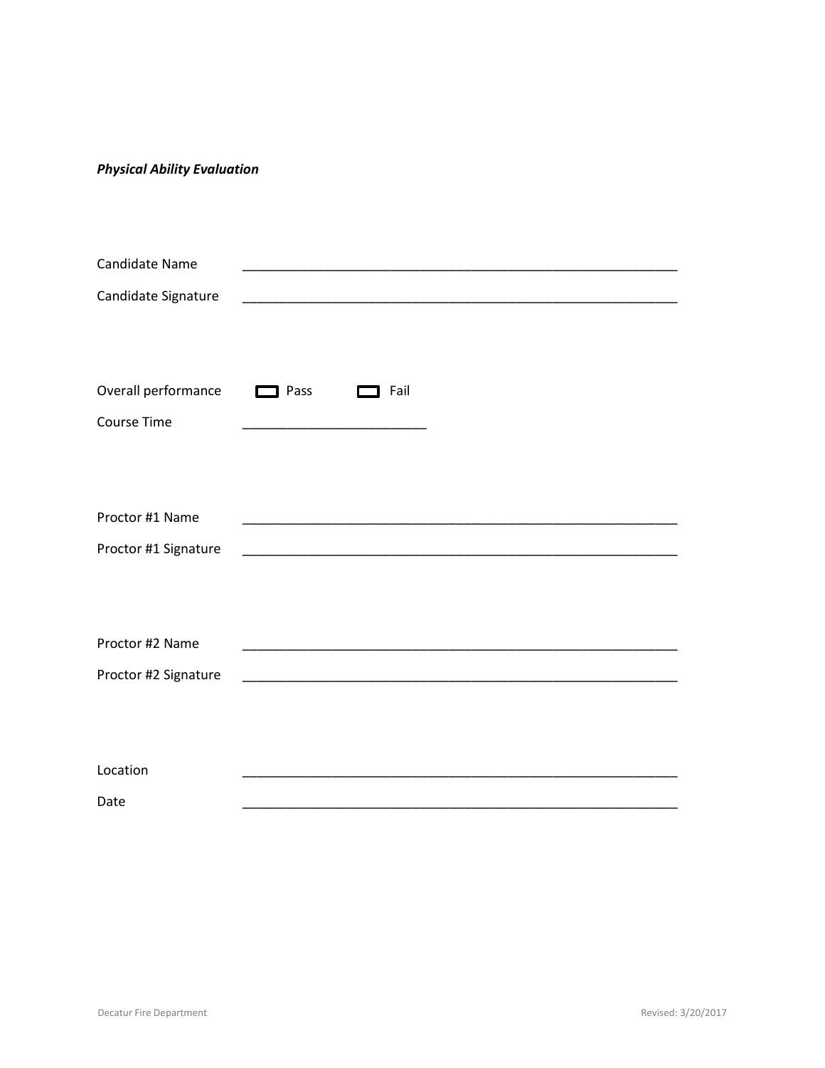***Physical Ability Evaluation***

Candidate Name ____________________________________________________________

Candidate Signature ____________________________________________________________

Overall performance ☐ Pass ☐ Fail

Course Time ________________________

Proctor #1 Name ____________________________________________________________

Proctor #1 Signature ____________________________________________________________

Proctor #2 Name ____________________________________________________________

Proctor #2 Signature ____________________________________________________________

Location ____________________________________________________________

Date ____________________________________________________________